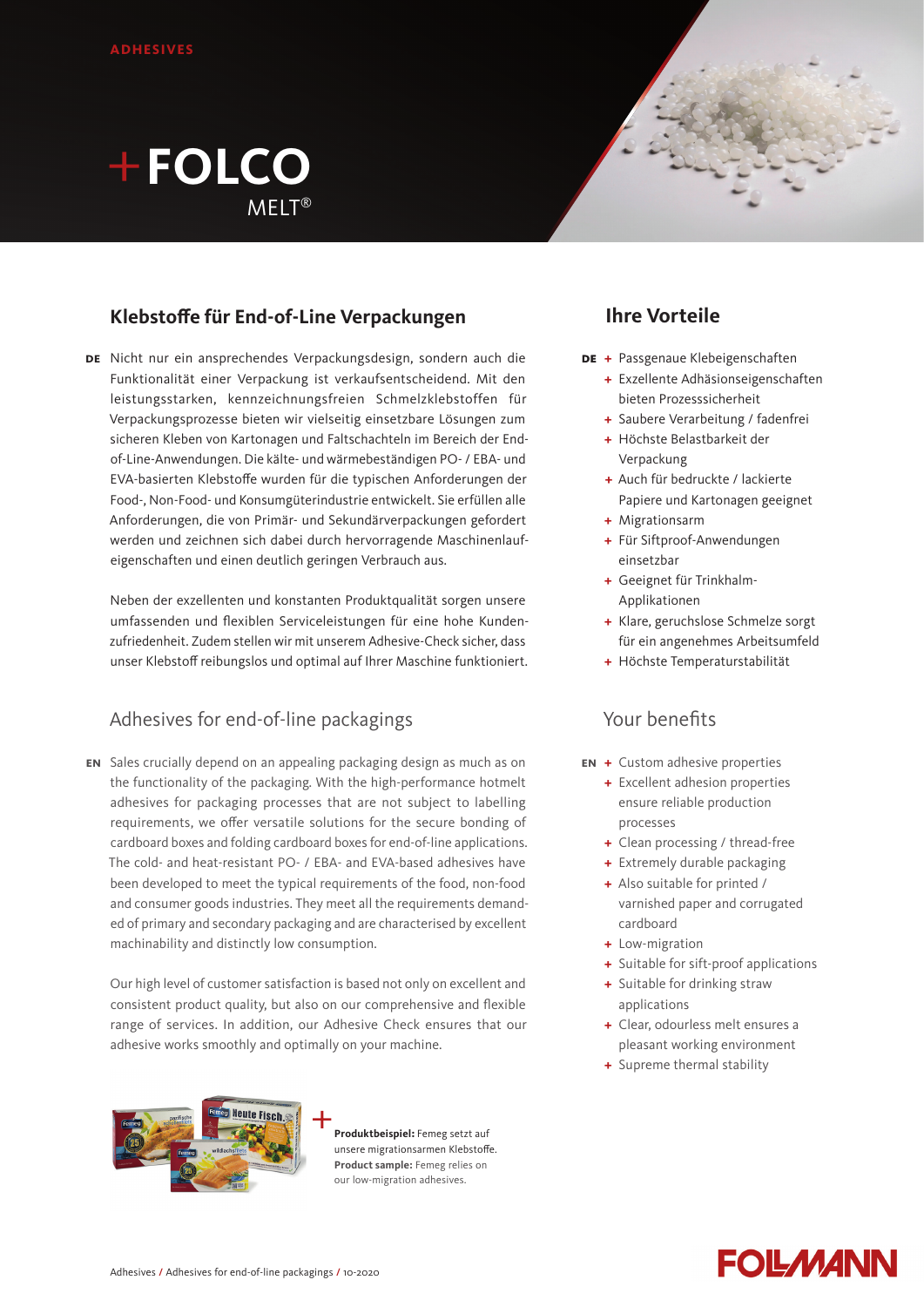ADHESIVES

# +FOLCO MELT®

## Klebstoffe für End-of-Line Verpackungen

**DE** Nicht nur ein ansprechendes Verpackungsdesign, sondern auch die Funktionalität einer Verpackung ist verkaufsentscheidend. Mit den leistungsstarken, kennzeichnungsfreien Schmelzklebstoffen für Verpackungsprozesse bieten wir vielseitig einsetzbare Lösungen zum sicheren Kleben von Kartonagen und Faltschachteln im Bereich der End-of-Line-Anwendungen. Die kälte- und wärmebeständigen PO- / EBA- und EVA-basierten Klebstoffe wurden für die typischen Anforderungen der Food-, Non-Food- und Konsumgüterindustrie entwickelt. Sie erfüllen alle Anforderungen, die von Primär- und Sekundärverpackungen gefordert werden und zeichnen sich dabei durch hervorragende Maschinenlauf-eigenschaften und einen deutlich geringen Verbrauch aus.

Neben der exzellenten und konstanten Produktqualität sorgen unsere umfassenden und flexiblen Serviceleistungen für eine hohe Kunden-zufriedenheit. Zudem stellen wir mit unserem Adhesive-Check sicher, dass unser Klebstoff reibungslos und optimal auf Ihrer Maschine funktioniert.

## Ihre Vorteile

**DE**
- Passgenaue Klebeigenschaften
- Exzellente Adhäsionseigenschaften bieten Prozesssicherheit
- Saubere Verarbeitung / fadenfrei
- Höchste Belastbarkeit der Verpackung
- Auch für bedruckte / lackierte Papiere und Kartonagen geeignet
- Migrationsarm
- Für Siftproof-Anwendungen einsetzbar
- Geeignet für Trinkhalm-Applikationen
- Klare, geruchslose Schmelze sorgt für ein angenehmes Arbeitsumfeld
- Höchste Temperaturstabilität

## Adhesives for end-of-line packagings

**EN** Sales crucially depend on an appealing packaging design as much as on the functionality of the packaging. With the high-performance hotmelt adhesives for packaging processes that are not subject to labelling requirements, we offer versatile solutions for the secure bonding of cardboard boxes and folding cardboard boxes for end-of-line applications. The cold- and heat-resistant PO- / EBA- and EVA-based adhesives have been developed to meet the typical requirements of the food, non-food and consumer goods industries. They meet all the requirements demand-ed of primary and secondary packaging and are characterised by excellent machinability and distinctly low consumption.

Our high level of customer satisfaction is based not only on excellent and consistent product quality, but also on our comprehensive and flexible range of services. In addition, our Adhesive Check ensures that our adhesive works smoothly and optimally on your machine.

## Your benefits

**EN**
- Custom adhesive properties
- Excellent adhesion properties ensure reliable production processes
- Clean processing / thread-free
- Extremely durable packaging
- Also suitable for printed / varnished paper and corrugated cardboard
- Low-migration
- Suitable for sift-proof applications
- Suitable for drinking straw applications
- Clear, odourless melt ensures a pleasant working environment
- Supreme thermal stability

**Produktbeispiel:** Femeg setzt auf unsere migrationsarmen Klebstoffe.
**Product sample:** Femeg relies on our low-migration adhesives.

Adhesives / Adhesives for end-of-line packagings / 10-2020

FOLLMANN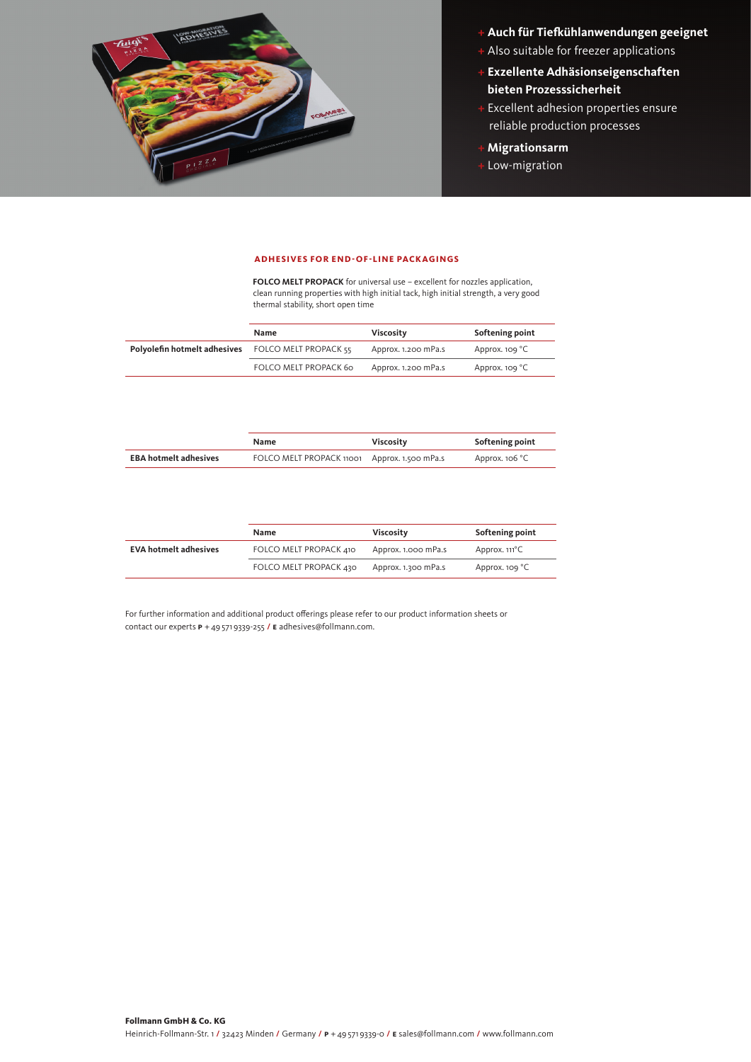+ **Auch für Tiefkühlanwendungen geeignet**
+ Also suitable for freezer applications
+ **Exzellente Adhäsionseigenschaften bieten Prozesssicherheit**
+ Excellent adhesion properties ensure reliable production processes
+ **Migrationsarm**
+ Low-migration

## ADHESIVES FOR END-OF-LINE PACKAGINGS

**FOLCO MELT PROPACK** for universal use – excellent for nozzles application, clean running properties with high initial tack, high initial strength, a very good thermal stability, short open time

| | Name | Viscosity | Softening point |
|---|---|---|---|
| **Polyolefin hotmelt adhesives** | FOLCO MELT PROPACK 55 | Approx. 1.200 mPa.s | Approx. 109 °C |
| | FOLCO MELT PROPACK 60 | Approx. 1.200 mPa.s | Approx. 109 °C |

| | Name | Viscosity | Softening point |
|---|---|---|---|
| **EBA hotmelt adhesives** | FOLCO MELT PROPACK 11001 | Approx. 1.500 mPa.s | Approx. 106 °C |

| | Name | Viscosity | Softening point |
|---|---|---|---|
| **EVA hotmelt adhesives** | FOLCO MELT PROPACK 410 | Approx. 1.000 mPa.s | Approx. 111°C |
| | FOLCO MELT PROPACK 430 | Approx. 1.300 mPa.s | Approx. 109 °C |

For further information and additional product offerings please refer to our product information sheets or contact our experts **P** + 49 571 9339-255 / **E** adhesives@follmann.com.

**Follmann GmbH & Co. KG**
Heinrich-Follmann-Str. 1 / 32423 Minden / Germany / **P** + 49 571 9339-0 / **E** sales@follmann.com / www.follmann.com